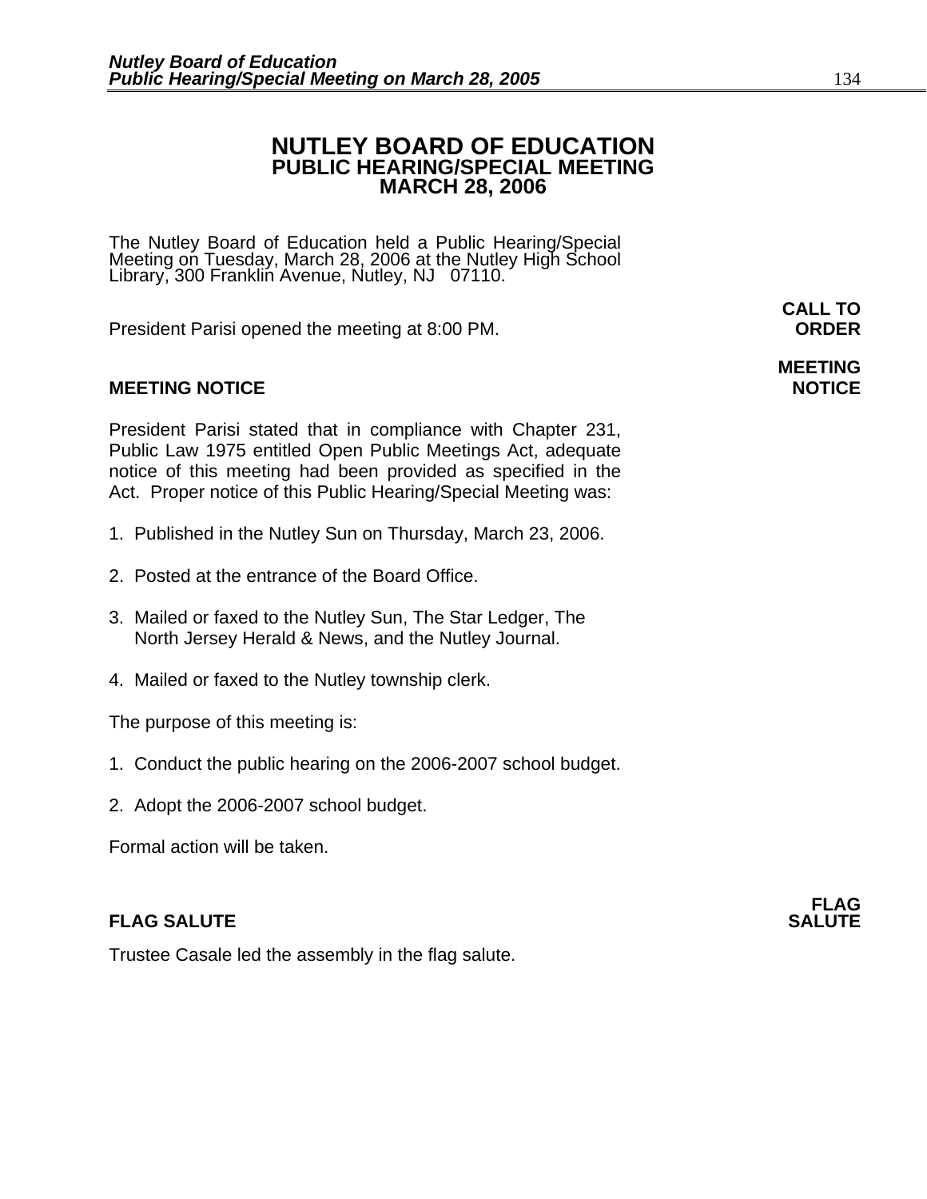# NUTLEY BOARD OF EDUCATION
## PUBLIC HEARING/SPECIAL MEETING
## MARCH 28, 2006

The Nutley Board of Education held a Public Hearing/Special Meeting on Tuesday, March 28, 2006 at the Nutley High School Library, 300 Franklin Avenue, Nutley, NJ 07110.

**CALL TO ORDER**

President Parisi opened the meeting at 8:00 PM.

**MEETING NOTICE**

President Parisi stated that in compliance with Chapter 231, Public Law 1975 entitled Open Public Meetings Act, adequate notice of this meeting had been provided as specified in the Act. Proper notice of this Public Hearing/Special Meeting was:

1. Published in the Nutley Sun on Thursday, March 23, 2006.
2. Posted at the entrance of the Board Office.
3. Mailed or faxed to the Nutley Sun, The Star Ledger, The North Jersey Herald & News, and the Nutley Journal.
4. Mailed or faxed to the Nutley township clerk.

The purpose of this meeting is:

1. Conduct the public hearing on the 2006-2007 school budget.
2. Adopt the 2006-2007 school budget.

Formal action will be taken.

**FLAG SALUTE**

Trustee Casale led the assembly in the flag salute.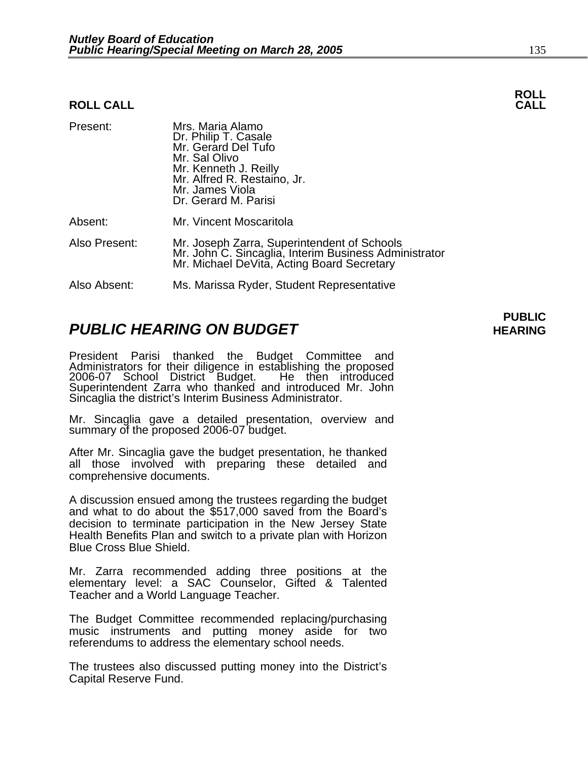## ROLL CALL

**ROLL CALL**

| | |
|---|---|
| Present: | Mrs. Maria Alamo<br>Dr. Philip T. Casale<br>Mr. Gerard Del Tufo<br>Mr. Sal Olivo<br>Mr. Kenneth J. Reilly<br>Mr. Alfred R. Restaino, Jr.<br>Mr. James Viola<br>Dr. Gerard M. Parisi |
| Absent: | Mr. Vincent Moscaritola |
| Also Present: | Mr. Joseph Zarra, Superintendent of Schools<br>Mr. John C. Sincaglia, Interim Business Administrator<br>Mr. Michael DeVita, Acting Board Secretary |
| Also Absent: | Ms. Marissa Ryder, Student Representative |

## *PUBLIC HEARING ON BUDGET*

**PUBLIC HEARING**

President Parisi thanked the Budget Committee and Administrators for their diligence in establishing the proposed 2006-07 School District Budget. He then introduced Superintendent Zarra who thanked and introduced Mr. John Sincaglia the district's Interim Business Administrator.

Mr. Sincaglia gave a detailed presentation, overview and summary of the proposed 2006-07 budget.

After Mr. Sincaglia gave the budget presentation, he thanked all those involved with preparing these detailed and comprehensive documents.

A discussion ensued among the trustees regarding the budget and what to do about the $517,000 saved from the Board's decision to terminate participation in the New Jersey State Health Benefits Plan and switch to a private plan with Horizon Blue Cross Blue Shield.

Mr. Zarra recommended adding three positions at the elementary level: a SAC Counselor, Gifted & Talented Teacher and a World Language Teacher.

The Budget Committee recommended replacing/purchasing music instruments and putting money aside for two referendums to address the elementary school needs.

The trustees also discussed putting money into the District's Capital Reserve Fund.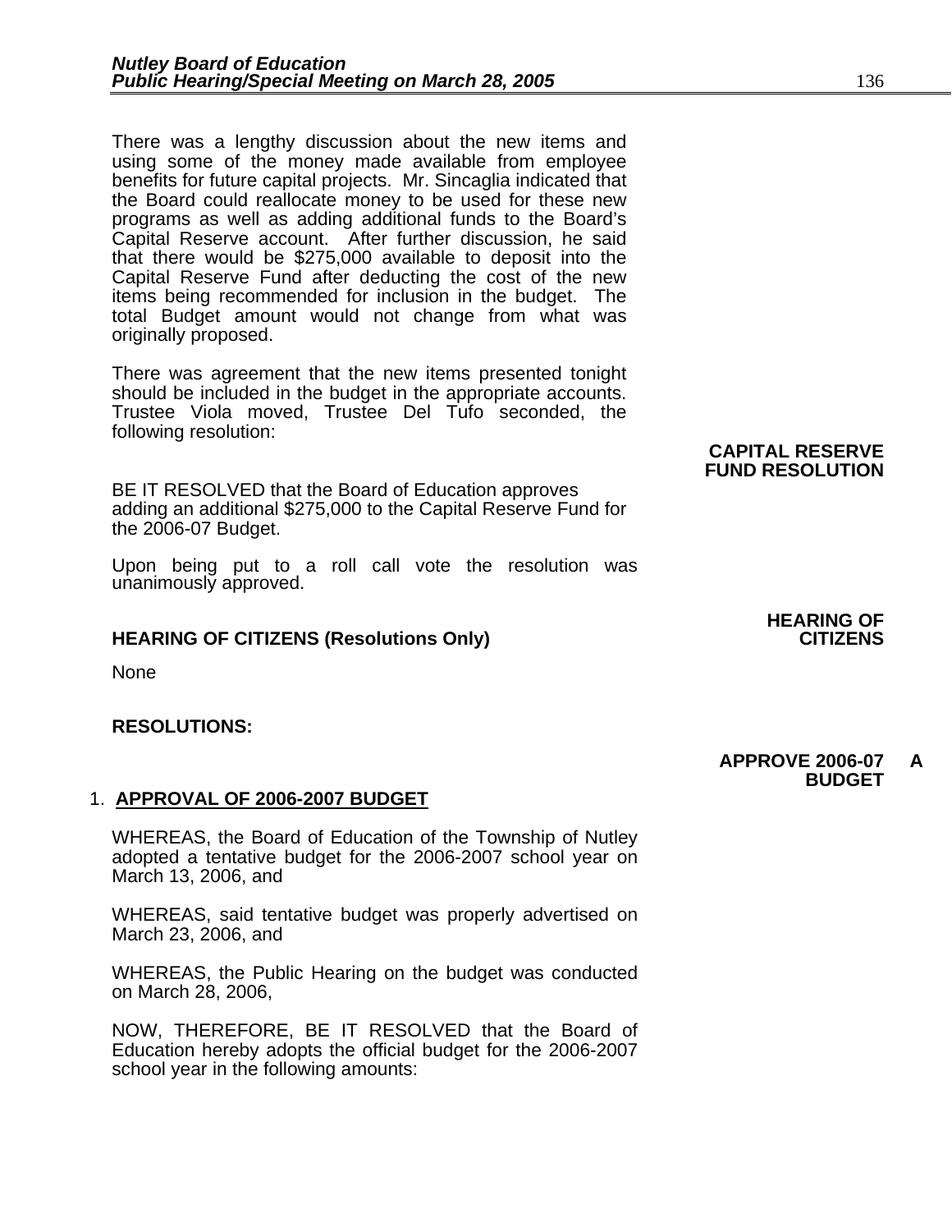There was a lengthy discussion about the new items and using some of the money made available from employee benefits for future capital projects. Mr. Sincaglia indicated that the Board could reallocate money to be used for these new programs as well as adding additional funds to the Board's Capital Reserve account. After further discussion, he said that there would be $275,000 available to deposit into the Capital Reserve Fund after deducting the cost of the new items being recommended for inclusion in the budget. The total Budget amount would not change from what was originally proposed.

There was agreement that the new items presented tonight should be included in the budget in the appropriate accounts. Trustee Viola moved, Trustee Del Tufo seconded, the following resolution:

**CAPITAL RESERVE FUND RESOLUTION**

BE IT RESOLVED that the Board of Education approves adding an additional $275,000 to the Capital Reserve Fund for the 2006-07 Budget.

Upon being put to a roll call vote the resolution was unanimously approved.

**HEARING OF CITIZENS**

**HEARING OF CITIZENS (Resolutions Only)**

None

**RESOLUTIONS:**

**APPROVE 2006-07 A BUDGET**

1. **APPROVAL OF 2006-2007 BUDGET**

WHEREAS, the Board of Education of the Township of Nutley adopted a tentative budget for the 2006-2007 school year on March 13, 2006, and

WHEREAS, said tentative budget was properly advertised on March 23, 2006, and

WHEREAS, the Public Hearing on the budget was conducted on March 28, 2006,

NOW, THEREFORE, BE IT RESOLVED that the Board of Education hereby adopts the official budget for the 2006-2007 school year in the following amounts: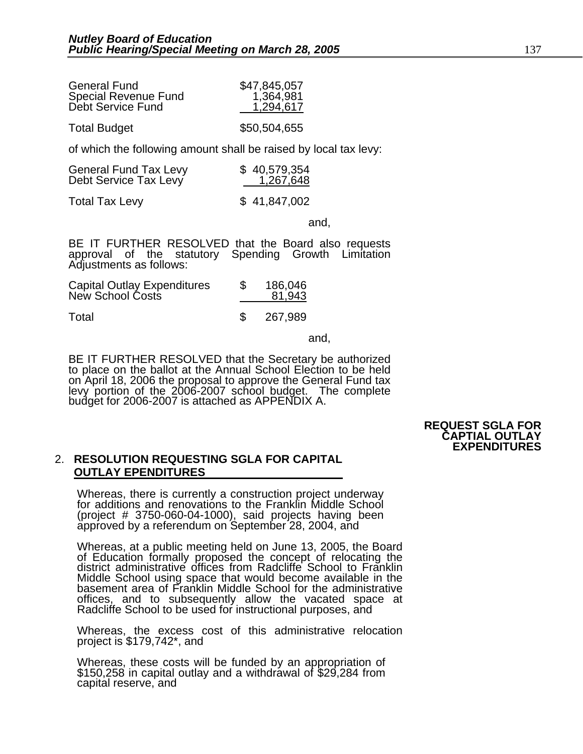| | |
|---|---|
| General Fund | $47,845,057 |
| Special Revenue Fund | 1,364,981 |
| Debt Service Fund | 1,294,617 |
| Total Budget | $50,504,655 |

of which the following amount shall be raised by local tax levy:

| | |
|---|---|
| General Fund Tax Levy | $ 40,579,354 |
| Debt Service Tax Levy | 1,267,648 |
| Total Tax Levy | $ 41,847,002 |

and,

BE IT FURTHER RESOLVED that the Board also requests approval of the statutory Spending Growth Limitation Adjustments as follows:

| | |
|---|---|
| Capital Outlay Expenditures | $ 186,046 |
| New School Costs | 81,943 |
| Total | $ 267,989 |

and,

BE IT FURTHER RESOLVED that the Secretary be authorized to place on the ballot at the Annual School Election to be held on April 18, 2006 the proposal to approve the General Fund tax levy portion of the 2006-2007 school budget. The complete budget for 2006-2007 is attached as APPENDIX A.

**REQUEST SGLA FOR CAPTIAL OUTLAY EXPENDITURES**

2. **RESOLUTION REQUESTING SGLA FOR CAPITAL OUTLAY EPENDITURES**

Whereas, there is currently a construction project underway for additions and renovations to the Franklin Middle School (project # 3750-060-04-1000), said projects having been approved by a referendum on September 28, 2004, and

Whereas, at a public meeting held on June 13, 2005, the Board of Education formally proposed the concept of relocating the district administrative offices from Radcliffe School to Franklin Middle School using space that would become available in the basement area of Franklin Middle School for the administrative offices, and to subsequently allow the vacated space at Radcliffe School to be used for instructional purposes, and

Whereas, the excess cost of this administrative relocation project is $179,742*, and

Whereas, these costs will be funded by an appropriation of $150,258 in capital outlay and a withdrawal of $29,284 from capital reserve, and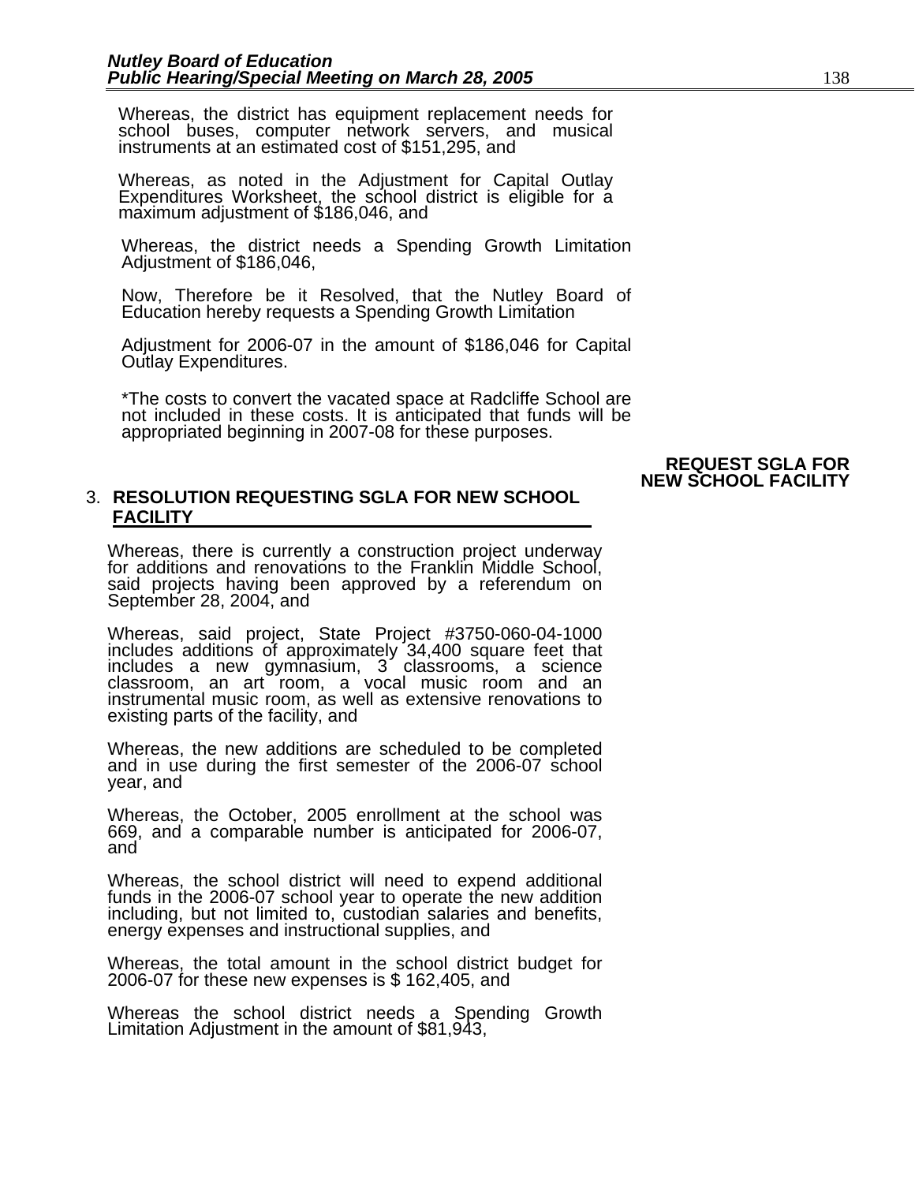Whereas, the district has equipment replacement needs for school buses, computer network servers, and musical instruments at an estimated cost of $151,295, and

Whereas, as noted in the Adjustment for Capital Outlay Expenditures Worksheet, the school district is eligible for a maximum adjustment of $186,046, and

Whereas, the district needs a Spending Growth Limitation Adjustment of $186,046,

Now, Therefore be it Resolved, that the Nutley Board of Education hereby requests a Spending Growth Limitation

Adjustment for 2006-07 in the amount of $186,046 for Capital Outlay Expenditures.

*The costs to convert the vacated space at Radcliffe School are not included in these costs. It is anticipated that funds will be appropriated beginning in 2007-08 for these purposes.

**REQUEST SGLA FOR NEW SCHOOL FACILITY**

3. **RESOLUTION REQUESTING SGLA FOR NEW SCHOOL FACILITY**

Whereas, there is currently a construction project underway for additions and renovations to the Franklin Middle School, said projects having been approved by a referendum on September 28, 2004, and

Whereas, said project, State Project #3750-060-04-1000 includes additions of approximately 34,400 square feet that includes a new gymnasium, 3 classrooms, a science classroom, an art room, a vocal music room and an instrumental music room, as well as extensive renovations to existing parts of the facility, and

Whereas, the new additions are scheduled to be completed and in use during the first semester of the 2006-07 school year, and

Whereas, the October, 2005 enrollment at the school was 669, and a comparable number is anticipated for 2006-07, and

Whereas, the school district will need to expend additional funds in the 2006-07 school year to operate the new addition including, but not limited to, custodian salaries and benefits, energy expenses and instructional supplies, and

Whereas, the total amount in the school district budget for 2006-07 for these new expenses is $ 162,405, and

Whereas the school district needs a Spending Growth Limitation Adjustment in the amount of $81,943,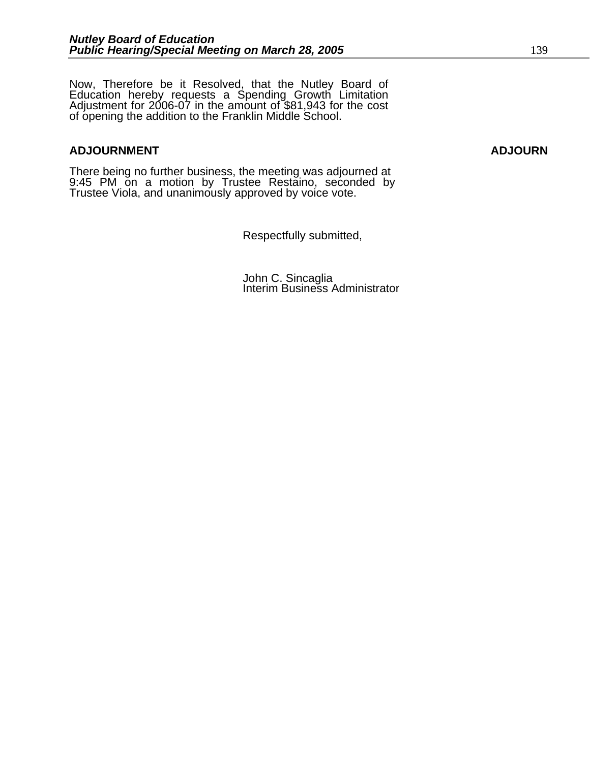Now, Therefore be it Resolved, that the Nutley Board of Education hereby requests a Spending Growth Limitation Adjustment for 2006-07 in the amount of $81,943 for the cost of opening the addition to the Franklin Middle School.

**ADJOURNMENT** **ADJOURN**

There being no further business, the meeting was adjourned at 9:45 PM on a motion by Trustee Restaino, seconded by Trustee Viola, and unanimously approved by voice vote.

Respectfully submitted,

John C. Sincaglia
Interim Business Administrator